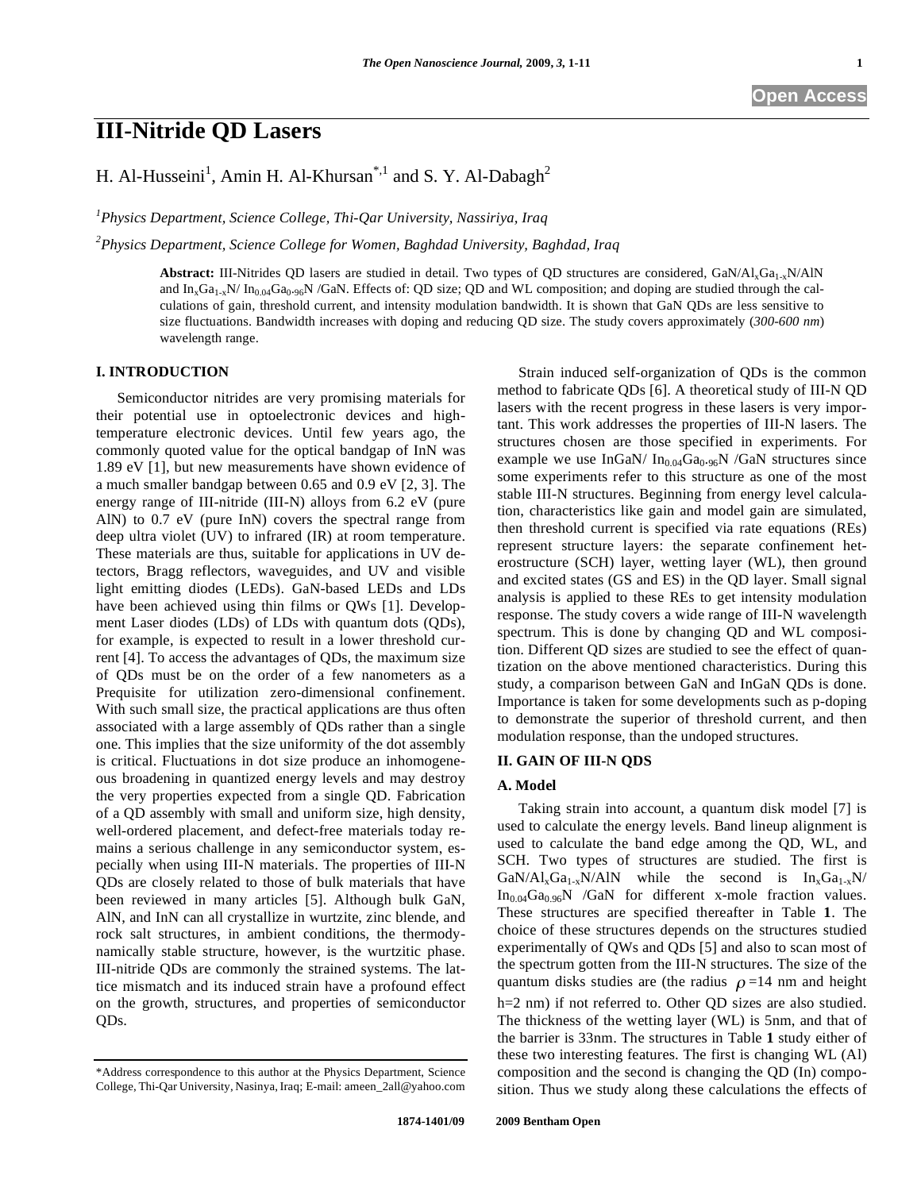# III-Nitride QD Lasers

H. Al-Husseini[1], Amin H. Al-Khursan[*,1] and S. Y. Al-Dabagh[2]

[1]*Physics Department, Science College, Thi-Qar University, Nassiriya, Iraq*

[2]*Physics Department, Science College for Women, Baghdad University, Baghdad, Iraq*

**Abstract:** III-Nitrides QD lasers are studied in detail. Two types of QD structures are considered, $GaN/Al_xGa_{1-x}N/AlN$ and $In_xGa_{1-x}N/ In_{0.04}Ga_{0.96}N /GaN$. Effects of: QD size; QD and WL composition; and doping are studied through the calculations of gain, threshold current, and intensity modulation bandwidth. It is shown that GaN QDs are less sensitive to size fluctuations. Bandwidth increases with doping and reducing QD size. The study covers approximately (*300-600 nm*) wavelength range.

## I. INTRODUCTION

Semiconductor nitrides are very promising materials for their potential use in optoelectronic devices and high-temperature electronic devices. Until few years ago, the commonly quoted value for the optical bandgap of InN was 1.89 eV [1], but new measurements have shown evidence of a much smaller bandgap between 0.65 and 0.9 eV [2, 3]. The energy range of III-nitride (III-N) alloys from 6.2 eV (pure AlN) to 0.7 eV (pure InN) covers the spectral range from deep ultra violet (UV) to infrared (IR) at room temperature. These materials are thus, suitable for applications in UV detectors, Bragg reflectors, waveguides, and UV and visible light emitting diodes (LEDs). GaN-based LEDs and LDs have been achieved using thin films or QWs [1]. Development Laser diodes (LDs) of LDs with quantum dots (QDs), for example, is expected to result in a lower threshold current [4]. To access the advantages of QDs, the maximum size of QDs must be on the order of a few nanometers as a Prequisite for utilization zero-dimensional confinement. With such small size, the practical applications are thus often associated with a large assembly of QDs rather than a single one. This implies that the size uniformity of the dot assembly is critical. Fluctuations in dot size produce an inhomogeneous broadening in quantized energy levels and may destroy the very properties expected from a single QD. Fabrication of a QD assembly with small and uniform size, high density, well-ordered placement, and defect-free materials today remains a serious challenge in any semiconductor system, especially when using III-N materials. The properties of III-N QDs are closely related to those of bulk materials that have been reviewed in many articles [5]. Although bulk GaN, AlN, and InN can all crystallize in wurtzite, zinc blende, and rock salt structures, in ambient conditions, the thermodynamically stable structure, however, is the wurtzitic phase. III-nitride QDs are commonly the strained systems. The lattice mismatch and its induced strain have a profound effect on the growth, structures, and properties of semiconductor QDs.

Strain induced self-organization of QDs is the common method to fabricate QDs [6]. A theoretical study of III-N QD lasers with the recent progress in these lasers is very important. This work addresses the properties of III-N lasers. The structures chosen are those specified in experiments. For example we use $InGaN/ In_{0.04}Ga_{0.96}N /GaN$ structures since some experiments refer to this structure as one of the most stable III-N structures. Beginning from energy level calculation, characteristics like gain and model gain are simulated, then threshold current is specified via rate equations (REs) represent structure layers: the separate confinement heterostructure (SCH) layer, wetting layer (WL), then ground and excited states (GS and ES) in the QD layer. Small signal analysis is applied to these REs to get intensity modulation response. The study covers a wide range of III-N wavelength spectrum. This is done by changing QD and WL composition. Different QD sizes are studied to see the effect of quantization on the above mentioned characteristics. During this study, a comparison between GaN and InGaN QDs is done. Importance is taken for some developments such as p-doping to demonstrate the superior of threshold current, and then modulation response, than the undoped structures.

## II. GAIN OF III-N QDS

### A. Model

Taking strain into account, a quantum disk model [7] is used to calculate the energy levels. Band lineup alignment is used to calculate the band edge among the QD, WL, and SCH. Two types of structures are studied. The first is $GaN/Al_xGa_{1-x}N/AlN$ while the second is $In_xGa_{1-x}N/ In_{0.04}Ga_{0.96}N /GaN$ for different x-mole fraction values. These structures are specified thereafter in Table **1**. The choice of these structures depends on the structures studied experimentally of QWs and QDs [5] and also to scan most of the spectrum gotten from the III-N structures. The size of the quantum disks studies are (the radius $\rho$ =14 nm and height h=2 nm) if not referred to. Other QD sizes are also studied. The thickness of the wetting layer (WL) is 5nm, and that of the barrier is 33nm. The structures in Table **1** study either of these two interesting features. The first is changing WL (Al) composition and the second is changing the QD (In) composition. Thus we study along these calculations the effects of

*Address correspondence to this author at the Physics Department, Science College, Thi-Qar University, Nasinya, Iraq; E-mail: ameen_2all@yahoo.com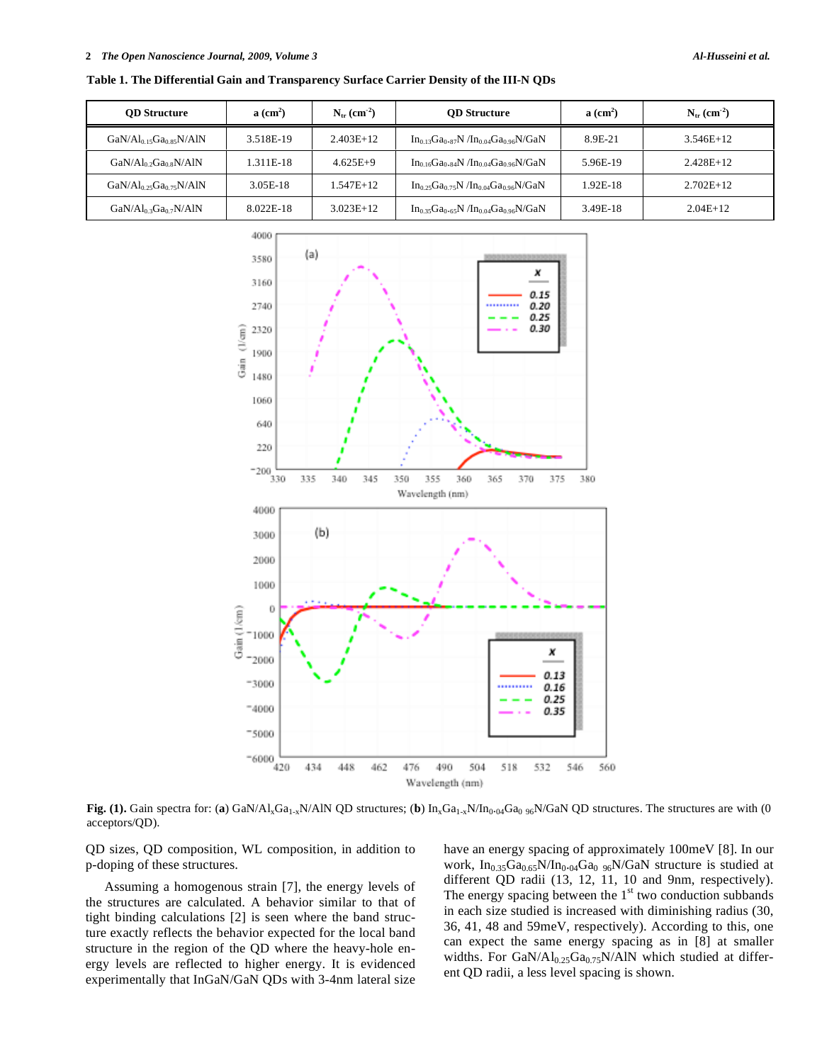**Table 1. The Differential Gain and Transparency Surface Carrier Density of the III-N QDs**

| QD Structure | a ($cm^2$) | $N_{tr}$ ($cm^{-2}$) | QD Structure | a ($cm^2$) | $N_{tr}$ ($cm^{-2}$) |
|---|---|---|---|---|---|
| $GaN/Al_{0.15}Ga_{0.85}N/AlN$ | 3.518E-19 | 2.403E+12 | $In_{0.13}Ga_{0.87}N/In_{0.04}Ga_{0.96}N/GaN$ | 8.9E-21 | 3.546E+12 |
| $GaN/Al_{0.2}Ga_{0.8}N/AlN$ | 1.311E-18 | 4.625E+9 | $In_{0.16}Ga_{0.84}N/In_{0.04}Ga_{0.96}N/GaN$ | 5.96E-19 | 2.428E+12 |
| $GaN/Al_{0.25}Ga_{0.75}N/AlN$ | 3.05E-18 | 1.547E+12 | $In_{0.25}Ga_{0.75}N/In_{0.04}Ga_{0.96}N/GaN$ | 1.92E-18 | 2.702E+12 |
| $GaN/Al_{0.3}Ga_{0.7}N/AlN$ | 8.022E-18 | 3.023E+12 | $In_{0.35}Ga_{0.65}N/In_{0.04}Ga_{0.96}N/GaN$ | 3.49E-18 | 2.04E+12 |

**Fig. (1).** Gain spectra for: (**a**) $GaN/Al_xGa_{1-x}N/AlN$ QD structures; (**b**) $In_xGa_{1-x}N/In_{0.04}Ga_{0.96}N/GaN$ QD structures. The structures are with (0 acceptors/QD).

QD sizes, QD composition, WL composition, in addition to p-doping of these structures.

Assuming a homogenous strain [7], the energy levels of the structures are calculated. A behavior similar to that of tight binding calculations [2] is seen where the band structure exactly reflects the behavior expected for the local band structure in the region of the QD where the heavy-hole energy levels are reflected to higher energy. It is evidenced experimentally that InGaN/GaN QDs with 3-4nm lateral size have an energy spacing of approximately 100meV [8]. In our work, $In_{0.35}Ga_{0.65}N/In_{0.04}Ga_{0.96}N/GaN$ structure is studied at different QD radii (13, 12, 11, 10 and 9nm, respectively). The energy spacing between the 1[st] two conduction subbands in each size studied is increased with diminishing radius (30, 36, 41, 48 and 59meV, respectively). According to this, one can expect the same energy spacing as in [8] at smaller widths. For $GaN/Al_{0.25}Ga_{0.75}N/AlN$ which studied at different QD radii, a less level spacing is shown.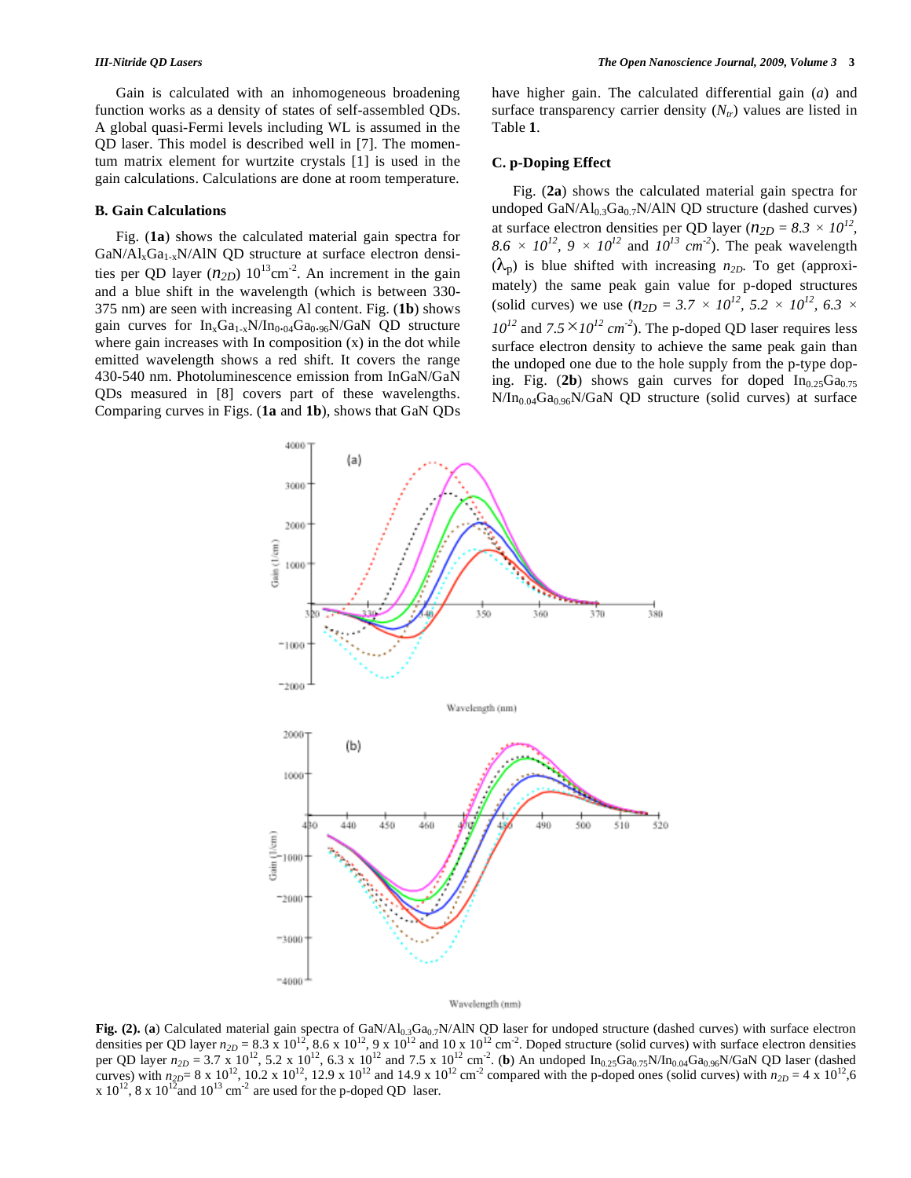Gain is calculated with an inhomogeneous broadening function works as a density of states of self-assembled QDs. A global quasi-Fermi levels including WL is assumed in the QD laser. This model is described well in [7]. The momentum matrix element for wurtzite crystals [1] is used in the gain calculations. Calculations are done at room temperature.

### B. Gain Calculations

Fig. (**1a**) shows the calculated material gain spectra for GaN/$Al_xGa_{1-x}N$/AlN QD structure at surface electron densities per QD layer ($n_{2D}$) $10^{13}$cm$^{-2}$. An increment in the gain and a blue shift in the wavelength (which is between 330-375 nm) are seen with increasing Al content. Fig. (**1b**) shows gain curves for $In_xGa_{1-x}N/In_{0\text{-}04}Ga_{0\text{-}96}N$/GaN QD structure where gain increases with In composition (x) in the dot while emitted wavelength shows a red shift. It covers the range 430-540 nm. Photoluminescence emission from InGaN/GaN QDs measured in [8] covers part of these wavelengths. Comparing curves in Figs. (**1a** and **1b**), shows that GaN QDs have higher gain. The calculated differential gain ($a$) and surface transparency carrier density ($N_{tr}$) values are listed in Table **1**.

### C. p-Doping Effect

Fig. (**2a**) shows the calculated material gain spectra for undoped GaN/$Al_{0.3}Ga_{0.7}N$/AlN QD structure (dashed curves) at surface electron densities per QD layer ($n_{2D} = 8.3 \times 10^{12}$, $8.6 \times 10^{12}$, $9 \times 10^{12}$ and $10^{13}$ $cm^{-2}$). The peak wavelength ($\lambda_p$) is blue shifted with increasing $n_{2D}$. To get (approximately) the same peak gain value for p-doped structures (solid curves) we use ($n_{2D} = 3.7 \times 10^{12}$, $5.2 \times 10^{12}$, $6.3 \times 10^{12}$ and $7.5 \times 10^{12}$ $cm^{-2}$). The p-doped QD laser requires less surface electron density to achieve the same peak gain than the undoped one due to the hole supply from the p-type doping. Fig. (**2b**) shows gain curves for doped $In_{0.25}Ga_{0.75}N/In_{0.04}Ga_{0.96}N$/GaN QD structure (solid curves) at surface

**Fig. (2).** (**a**) Calculated material gain spectra of GaN/$Al_{0.3}Ga_{0.7}N$/AlN QD laser for undoped structure (dashed curves) with surface electron densities per QD layer $n_{2D}$ = 8.3 x $10^{12}$, 8.6 x $10^{12}$, 9 x $10^{12}$ and 10 x $10^{12}$ cm$^{-2}$. Doped structure (solid curves) with surface electron densities per QD layer $n_{2D}$ = 3.7 x $10^{12}$, 5.2 x $10^{12}$, 6.3 x $10^{12}$ and 7.5 x $10^{12}$ cm$^{-2}$. (**b**) An undoped $In_{0.25}Ga_{0.75}N/In_{0.04}Ga_{0.96}N$/GaN QD laser (dashed curves) with $n_{2D}$= 8 x $10^{12}$, 10.2 x $10^{12}$, 12.9 x $10^{12}$ and 14.9 x $10^{12}$ cm$^{-2}$ compared with the p-doped ones (solid curves) with $n_{2D}$ = 4 x $10^{12}$,6 x $10^{12}$, 8 x $10^{12}$and $10^{13}$ cm$^{-2}$ are used for the p-doped QD laser.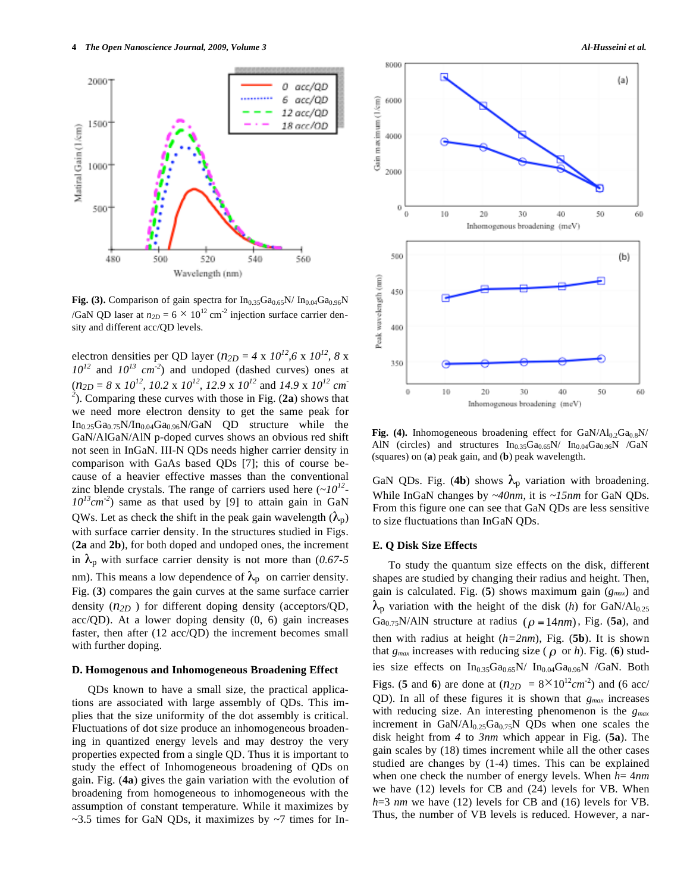Fig. (3). Comparison of gain spectra for $In_{0.35}Ga_{0.65}N$/ $In_{0.04}Ga_{0.96}N$ /GaN QD laser at $n_{2D} = 6 \times 10^{12}$ $cm^{-2}$ injection surface carrier density and different acc/QD levels.

electron densities per QD layer ($n_{2D} = 4 \times 10^{12}, 6 \times 10^{12}, 8 \times 10^{12}$ and $10^{13}$ $cm^{-2}$) and undoped (dashed curves) ones at ($n_{2D} = 8 \times 10^{12}, 10.2 \times 10^{12}, 12.9 \times 10^{12}$ and $14.9 \times 10^{12}$ $cm^{-2}$). Comparing these curves with those in Fig. (**2a**) shows that we need more electron density to get the same peak for $In_{0.25}Ga_{0.75}N/In_{0.04}Ga_{0.96}N$/GaN QD structure while the GaN/AlGaN/AlN p-doped curves shows an obvious red shift not seen in InGaN. III-N QDs needs higher carrier density in comparison with GaAs based QDs [7]; this of course because of a heavier effective masses than the conventional zinc blende crystals. The range of carriers used here ($\sim 10^{12}$-$10^{13} cm^{-2}$) same as that used by [9] to attain gain in GaN QWs. Let as check the shift in the peak gain wavelength ($\lambda_p$) with surface carrier density. In the structures studied in Figs. (**2a** and **2b**), for both doped and undoped ones, the increment in $\lambda_p$ with surface carrier density is not more than (*0.67-5* nm). This means a low dependence of $\lambda_p$ on carrier density. Fig. (**3**) compares the gain curves at the same surface carrier density ($n_{2D}$) for different doping density (acceptors/QD, acc/QD). At a lower doping density (0, 6) gain increases faster, then after (12 acc/QD) the increment becomes small with further doping.

### D. Homogenous and Inhomogeneous Broadening Effect

QDs known to have a small size, the practical applications are associated with large assembly of QDs. This implies that the size uniformity of the dot assembly is critical. Fluctuations of dot size produce an inhomogeneous broadening in quantized energy levels and may destroy the very properties expected from a single QD. Thus it is important to study the effect of Inhomogeneous broadening of QDs on gain. Fig. (**4a**) gives the gain variation with the evolution of broadening from homogeneous to inhomogeneous with the assumption of constant temperature. While it maximizes by ~3.5 times for GaN QDs, it maximizes by ~7 times for InGaN QDs. Fig. (**4b**) shows $\lambda_p$ variation with broadening. While InGaN changes by *~40nm*, it is *~15nm* for GaN QDs. From this figure one can see that GaN QDs are less sensitive to size fluctuations than InGaN QDs.

Fig. (4). Inhomogeneous broadening effect for $GaN/Al_{0.2}Ga_{0.8}N$/ AlN (circles) and structures $In_{0.35}Ga_{0.65}N$/ $In_{0.04}Ga_{0.96}N$ /GaN (squares) on (**a**) peak gain, and (**b**) peak wavelength.

### E. Q Disk Size Effects

To study the quantum size effects on the disk, different shapes are studied by changing their radius and height. Then, gain is calculated. Fig. (**5**) shows maximum gain ($g_{max}$) and $\lambda_p$ variation with the height of the disk ($h$) for $GaN/Al_{0.25}Ga_{0.75}N$/AlN structure at radius ($\rho = 14nm$), Fig. (**5a**), and then with radius at height ($h=2nm$), Fig. (**5b**). It is shown that $g_{max}$ increases with reducing size ($\rho$ or $h$). Fig. (**6**) studies size effects on $In_{0.35}Ga_{0.65}N$/ $In_{0.04}Ga_{0.96}N$ /GaN. Both Figs. (**5** and **6**) are done at ($n_{2D} = 8 \times 10^{12} cm^{-2}$) and (6 acc/QD). In all of these figures it is shown that $g_{max}$ increases with reducing size. An interesting phenomenon is the $g_{max}$ increment in $GaN/Al_{0.25}Ga_{0.75}N$ QDs when one scales the disk height from *4* to *3nm* which appear in Fig. (**5a**). The gain scales by (18) times increment while all the other cases studied are changes by (1-4) times. This can be explained when one check the number of energy levels. When $h= 4nm$ we have (12) levels for CB and (24) levels for VB. When $h=3$ *nm* we have (12) levels for CB and (16) levels for VB. Thus, the number of VB levels is reduced. However, a nar-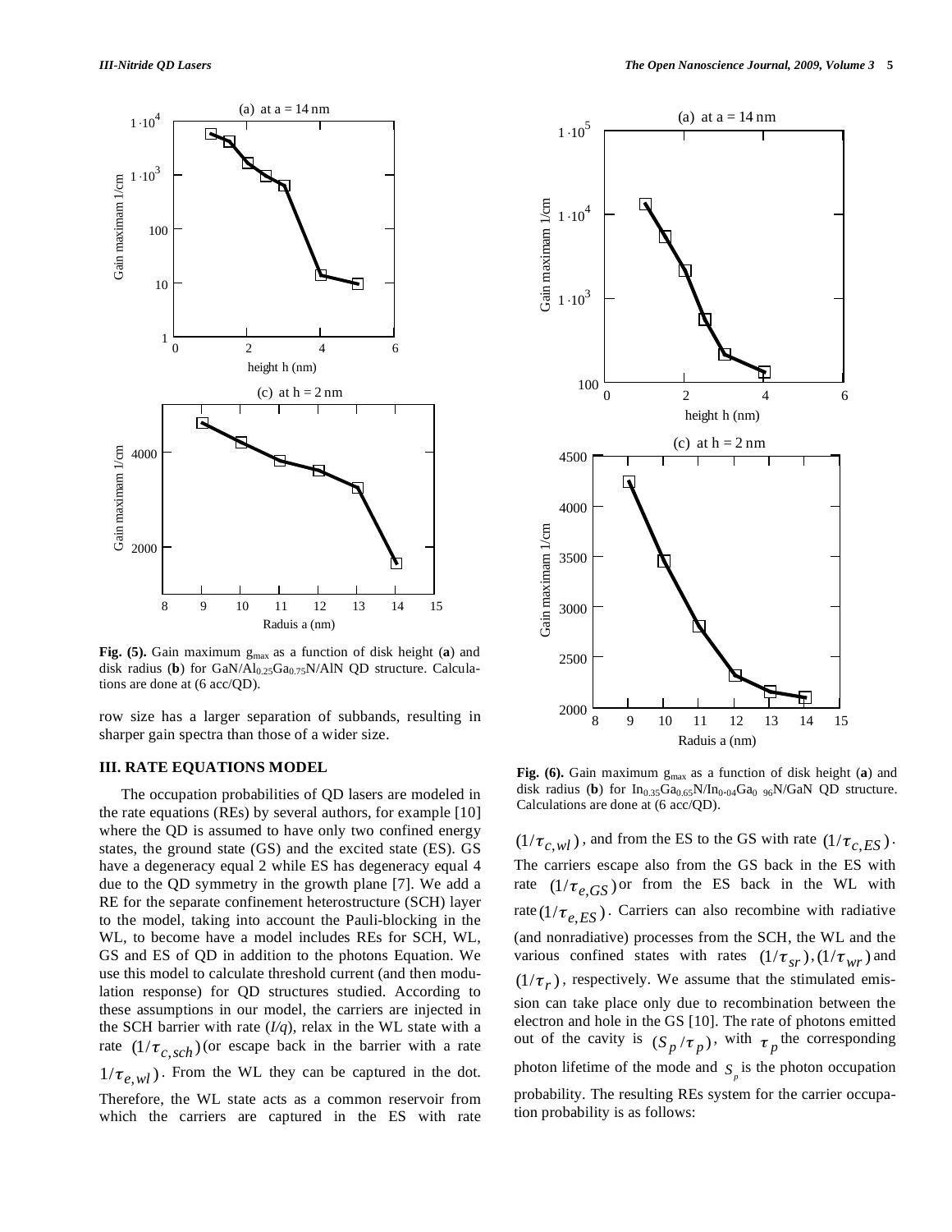**Fig. (5).** Gain maximum $g_{max}$ as a function of disk height (**a**) and disk radius (**b**) for $GaN/Al_{0.25}Ga_{0.75}N/AlN$ QD structure. Calculations are done at (6 acc/QD).

**Fig. (6).** Gain maximum $g_{max}$ as a function of disk height (**a**) and disk radius (**b**) for $In_{0.35}Ga_{0.65}N/In_{0.04}Ga_{0.96}N/GaN$ QD structure. Calculations are done at (6 acc/QD).

row size has a larger separation of subbands, resulting in sharper gain spectra than those of a wider size.

## III. RATE EQUATIONS MODEL

The occupation probabilities of QD lasers are modeled in the rate equations (REs) by several authors, for example [10] where the QD is assumed to have only two confined energy states, the ground state (GS) and the excited state (ES). GS have a degeneracy equal 2 while ES has degeneracy equal 4 due to the QD symmetry in the growth plane [7]. We add a RE for the separate confinement heterostructure (SCH) layer to the model, taking into account the Pauli-blocking in the WL, to become have a model includes REs for SCH, WL, GS and ES of QD in addition to the photons Equation. We use this model to calculate threshold current (and then modulation response) for QD structures studied. According to these assumptions in our model, the carriers are injected in the SCH barrier with rate (*I/q*), relax in the WL state with a rate $(1/\tau_{c,sch})$ (or escape back in the barrier with a rate $1/\tau_{e,wl})$. From the WL they can be captured in the dot. Therefore, the WL state acts as a common reservoir from which the carriers are captured in the ES with rate $(1/\tau_{c,wl})$, and from the ES to the GS with rate $(1/\tau_{c,ES})$. The carriers escape also from the GS back in the ES with rate $(1/\tau_{e,GS})$ or from the ES back in the WL with rate $(1/\tau_{e,ES})$. Carriers can also recombine with radiative (and nonradiative) processes from the SCH, the WL and the various confined states with rates $(1/\tau_{sr})$, $(1/\tau_{wr})$ and $(1/\tau_r)$, respectively. We assume that the stimulated emission can take place only due to recombination between the electron and hole in the GS [10]. The rate of photons emitted out of the cavity is $(S_p/\tau_p)$, with $\tau_p$ the corresponding photon lifetime of the mode and $S_p$ is the photon occupation probability. The resulting REs system for the carrier occupation probability is as follows: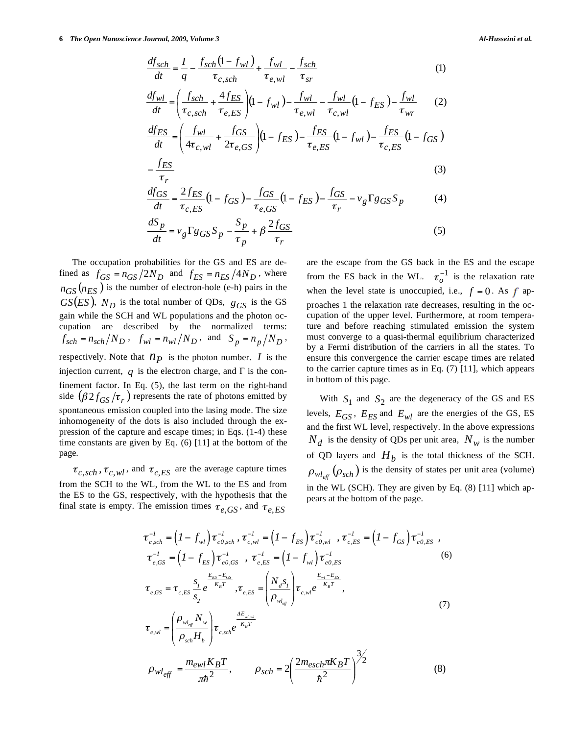$$\frac{df_{sch}}{dt} = \frac{I}{q} - \frac{f_{sch}(1-f_{wl})}{\tau_{c,sch}} + \frac{f_{wl}}{\tau_{e,wl}} - \frac{f_{sch}}{\tau_{sr}} \tag{1}$$

$$\frac{df_{wl}}{dt} = \left(\frac{f_{sch}}{\tau_{c,sch}} + \frac{4 f_{ES}}{\tau_{e,ES}}\right)(1-f_{wl}) - \frac{f_{wl}}{\tau_{e,wl}} - \frac{f_{wl}}{\tau_{c,wl}}(1-f_{ES}) - \frac{f_{wl}}{\tau_{wr}} \tag{2}$$

$$\frac{df_{ES}}{dt} = \left(\frac{f_{wl}}{4\tau_{c,wl}} + \frac{f_{GS}}{2\tau_{e,GS}}\right)(1-f_{ES}) - \frac{f_{ES}}{\tau_{e,ES}}(1-f_{wl}) - \frac{f_{ES}}{\tau_{c,ES}}(1-f_{GS}) - \frac{f_{ES}}{\tau_r} \tag{3}$$

$$\frac{df_{GS}}{dt} = \frac{2 f_{ES}}{\tau_{c,ES}}(1-f_{GS}) - \frac{f_{GS}}{\tau_{e,GS}}(1-f_{ES}) - \frac{f_{GS}}{\tau_r} - v_g \Gamma g_{GS} S_p \tag{4}$$

$$\frac{dS_p}{dt} = v_g \Gamma g_{GS} S_p - \frac{S_p}{\tau_p} + \beta \frac{2 f_{GS}}{\tau_r} \tag{5}$$

The occupation probabilities for the GS and ES are defined as $f_{GS} = n_{GS}/2N_D$ and $f_{ES} = n_{ES}/4N_D$, where $n_{GS}(n_{ES})$ is the number of electron-hole (e-h) pairs in the $GS(ES)$, $N_D$ is the total number of QDs, $g_{GS}$ is the GS gain while the SCH and WL populations and the photon occupation are described by the normalized terms: $f_{sch} = n_{sch}/N_D$, $f_{wl} = n_{wl}/N_D$, and $S_p = n_p/N_D$, respectively. Note that $n_P$ is the photon number. $I$ is the injection current, $q$ is the electron charge, and $\Gamma$ is the confinement factor. In Eq. (5), the last term on the right-hand side $(\beta 2 f_{GS}/\tau_r)$ represents the rate of photons emitted by spontaneous emission coupled into the lasing mode. The size inhomogeneity of the dots is also included through the expression of the capture and escape times; in Eqs. (1-4) these time constants are given by Eq. (6) [11] at the bottom of the page.

$\tau_{c,sch}$, $\tau_{c,wl}$, and $\tau_{c,ES}$ are the average capture times from the SCH to the WL, from the WL to the ES and from the ES to the GS, respectively, with the hypothesis that the final state is empty. The emission times $\tau_{e,GS}$, and $\tau_{e,ES}$ are the escape from the GS back in the ES and the escape from the ES back in the WL. $\tau_o^{-1}$ is the relaxation rate when the level state is unoccupied, i.e., $f = 0$. As $f$ approaches 1 the relaxation rate decreases, resulting in the occupation of the upper level. Furthermore, at room temperature and before reaching stimulated emission the system must converge to a quasi-thermal equilibrium characterized by a Fermi distribution of the carriers in all the states. To ensure this convergence the carrier escape times are related to the carrier capture times as in Eq. (7) [11], which appears in bottom of this page.

With $S_1$ and $S_2$ are the degeneracy of the GS and ES levels, $E_{GS}$, $E_{ES}$ and $E_{wl}$ are the energies of the GS, ES and the first WL level, respectively. In the above expressions $N_d$ is the density of QDs per unit area, $N_w$ is the number of QD layers and $H_b$ is the total thickness of the SCH. $\rho_{wl_{eff}}(\rho_{sch})$ is the density of states per unit area (volume) in the WL (SCH). They are given by Eq. (8) [11] which appears at the bottom of the page.

$$\tau_{c,sch}^{-1} = (1-f_{wl})\tau_{c0,sch}^{-1},\ \tau_{c,wl}^{-1} = (1-f_{ES})\tau_{c0,wl}^{-1},\ \tau_{c,ES}^{-1} = (1-f_{GS})\tau_{c0,ES}^{-1},$$
$$\tau_{e,GS}^{-1} = (1-f_{ES})\tau_{e0,GS}^{-1},\ \tau_{e,ES}^{-1} = (1-f_{wl})\tau_{e0,ES}^{-1} \tag{6}$$

$$\tau_{e,GS} = \tau_{c,ES}\frac{s_1}{s_2}e^{\frac{E_{ES}-E_{GS}}{K_B T}},\ \tau_{e,ES} = \left(\frac{N_d s_1}{\rho_{wl_{eff}}}\right)\tau_{c,wl}e^{\frac{E_{wl}-E_{ES}}{K_B T}},$$
$$\tau_{e,wl} = \left(\frac{\rho_{wl_{eff}} N_w}{\rho_{sch} H_b}\right)\tau_{c,sch}e^{\frac{\Delta E_{wl,wl}}{K_B T}} \tag{7}$$

$$\rho_{wl_{eff}} = \frac{m_{ewl} K_B T}{\pi\hbar^2}, \qquad \rho_{sch} = 2\left(\frac{2m_{esch}\pi K_B T}{\hbar^2}\right)^{3/2} \tag{8}$$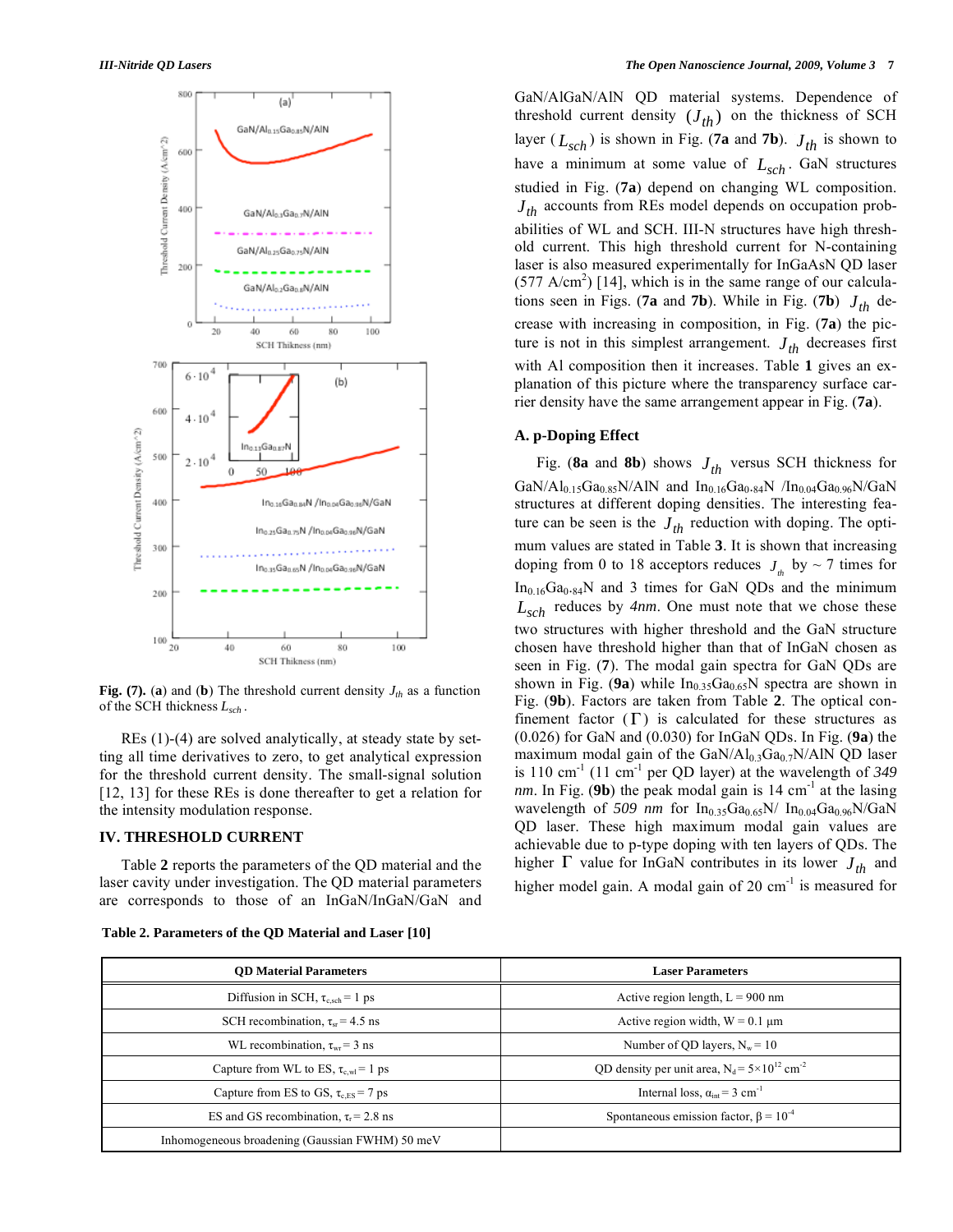**Fig. (7).** (**a**) and (**b**) The threshold current density $J_{th}$ as a function of the SCH thickness $L_{sch}$.

REs (1)-(4) are solved analytically, at steady state by setting all time derivatives to zero, to get analytical expression for the threshold current density. The small-signal solution [12, 13] for these REs is done thereafter to get a relation for the intensity modulation response.

## IV. THRESHOLD CURRENT

Table **2** reports the parameters of the QD material and the laser cavity under investigation. The QD material parameters are corresponds to those of an InGaN/InGaN/GaN and GaN/AlGaN/AlN QD material systems. Dependence of threshold current density ($J_{th}$) on the thickness of SCH layer ($L_{sch}$) is shown in Fig. (**7a** and **7b**). $J_{th}$ is shown to have a minimum at some value of $L_{sch}$. GaN structures studied in Fig. (**7a**) depend on changing WL composition. $J_{th}$ accounts from REs model depends on occupation probabilities of WL and SCH. III-N structures have high threshold current. This high threshold current for N-containing laser is also measured experimentally for InGaAsN QD laser (577 A/cm$^2$) [14], which is in the same range of our calculations seen in Figs. (**7a** and **7b**). While in Fig. (**7b**) $J_{th}$ decrease with increasing in composition, in Fig. (**7a**) the picture is not in this simplest arrangement. $J_{th}$ decreases first with Al composition then it increases. Table **1** gives an explanation of this picture where the transparency surface carrier density have the same arrangement appear in Fig. (**7a**).

### A. p-Doping Effect

Fig. (**8a** and **8b**) shows $J_{th}$ versus SCH thickness for $GaN/Al_{0.15}Ga_{0.85}N/AlN$ and $In_{0.16}Ga_{0.84}N$ /$In_{0.04}Ga_{0.96}N/GaN$ structures at different doping densities. The interesting feature can be seen is the $J_{th}$ reduction with doping. The optimum values are stated in Table **3**. It is shown that increasing doping from 0 to 18 acceptors reduces $J_{th}$ by ~ 7 times for $In_{0.16}Ga_{0.84}N$ and 3 times for GaN QDs and the minimum $L_{sch}$ reduces by *4nm*. One must note that we chose these two structures with higher threshold and the GaN structure chosen have threshold higher than that of InGaN chosen as seen in Fig. (**7**). The modal gain spectra for GaN QDs are shown in Fig. (**9a**) while $In_{0.35}Ga_{0.65}N$ spectra are shown in Fig. (**9b**). Factors are taken from Table **2**. The optical confinement factor ($\Gamma$) is calculated for these structures as (0.026) for GaN and (0.030) for InGaN QDs. In Fig. (**9a**) the maximum modal gain of the $GaN/Al_{0.3}Ga_{0.7}N/AlN$ QD laser is 110 cm$^{-1}$ (11 cm$^{-1}$ per QD layer) at the wavelength of *349 nm*. In Fig. (**9b**) the peak modal gain is 14 cm$^{-1}$ at the lasing wavelength of *509 nm* for $In_{0.35}Ga_{0.65}N$/ $In_{0.04}Ga_{0.96}N/GaN$ QD laser. These high maximum modal gain values are achievable due to p-type doping with ten layers of QDs. The higher $\Gamma$ value for InGaN contributes in its lower $J_{th}$ and higher model gain. A modal gain of 20 cm$^{-1}$ is measured for

**Table 2. Parameters of the QD Material and Laser [10]**

| QD Material Parameters | Laser Parameters |
|---|---|
| Diffusion in SCH, $\tau_{c,sch}$ = 1 ps | Active region length, L = 900 nm |
| SCH recombination, $\tau_{sr}$ = 4.5 ns | Active region width, W = 0.1 μm |
| WL recombination, $\tau_{wr}$ = 3 ns | Number of QD layers, $N_w$ = 10 |
| Capture from WL to ES, $\tau_{c,wl}$ = 1 ps | QD density per unit area, $N_d = 5\times10^{12}$ cm$^{-2}$ |
| Capture from ES to GS, $\tau_{c,ES}$ = 7 ps | Internal loss, $\alpha_{int}$ = 3 cm$^{-1}$ |
| ES and GS recombination, $\tau_r$ = 2.8 ns | Spontaneous emission factor, $\beta = 10^{-4}$ |
| Inhomogeneous broadening (Gaussian FWHM) 50 meV | |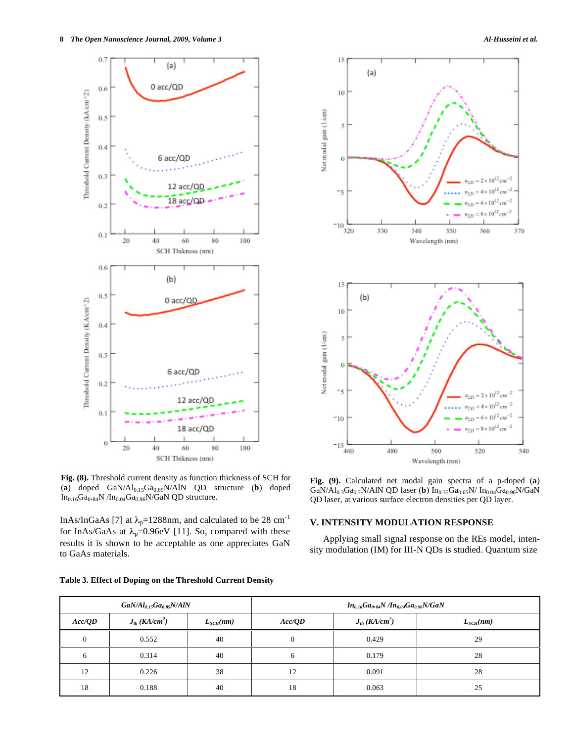**Fig. (8).** Threshold current density as function thickness of SCH for (**a**) doped $GaN/Al_{0.15}Ga_{0.85}N/AlN$ QD structure (**b**) doped $In_{0.16}Ga_{0.84}N$ /$In_{0.04}Ga_{0.96}N/GaN$ QD structure.

**Fig. (9).** Calculated net modal gain spectra of a p-doped (**a**) $GaN/Al_{0.3}Ga_{0.7}N/AlN$ QD laser (**b**) $In_{0.35}Ga_{0.65}N$/ $In_{0.04}Ga_{0.96}N/GaN$ QD laser, at various surface electron densities per QD layer.

InAs/InGaAs [7] at $\lambda_p$=1288nm, and calculated to be 28 $cm^{-1}$ for InAs/GaAs at $\lambda_p$=0.96eV [11]. So, compared with these results it is shown to be acceptable as one appreciates GaN to GaAs materials.

## V. INTENSITY MODULATION RESPONSE

Applying small signal response on the REs model, intensity modulation (IM) for III-N QDs is studied. Quantum size

**Table 3. Effect of Doping on the Threshold Current Density**

| $GaN/Al_{0.15}Ga_{0.85}N/AlN$ | | | $In_{0.16}Ga_{0.84}N$ /$In_{0.04}Ga_{0.96}N/GaN$ | | |
|---|---|---|---|---|---|
| Acc/QD | $J_{th}$ ($KA/cm^2$) | $L_{SCH}$(nm) | Acc/QD | $J_{th}$ ($KA/cm^2$) | $L_{SCH}$(nm) |
| 0 | 0.552 | 40 | 0 | 0.429 | 29 |
| 6 | 0.314 | 40 | 6 | 0.179 | 28 |
| 12 | 0.226 | 38 | 12 | 0.091 | 28 |
| 18 | 0.188 | 40 | 18 | 0.063 | 25 |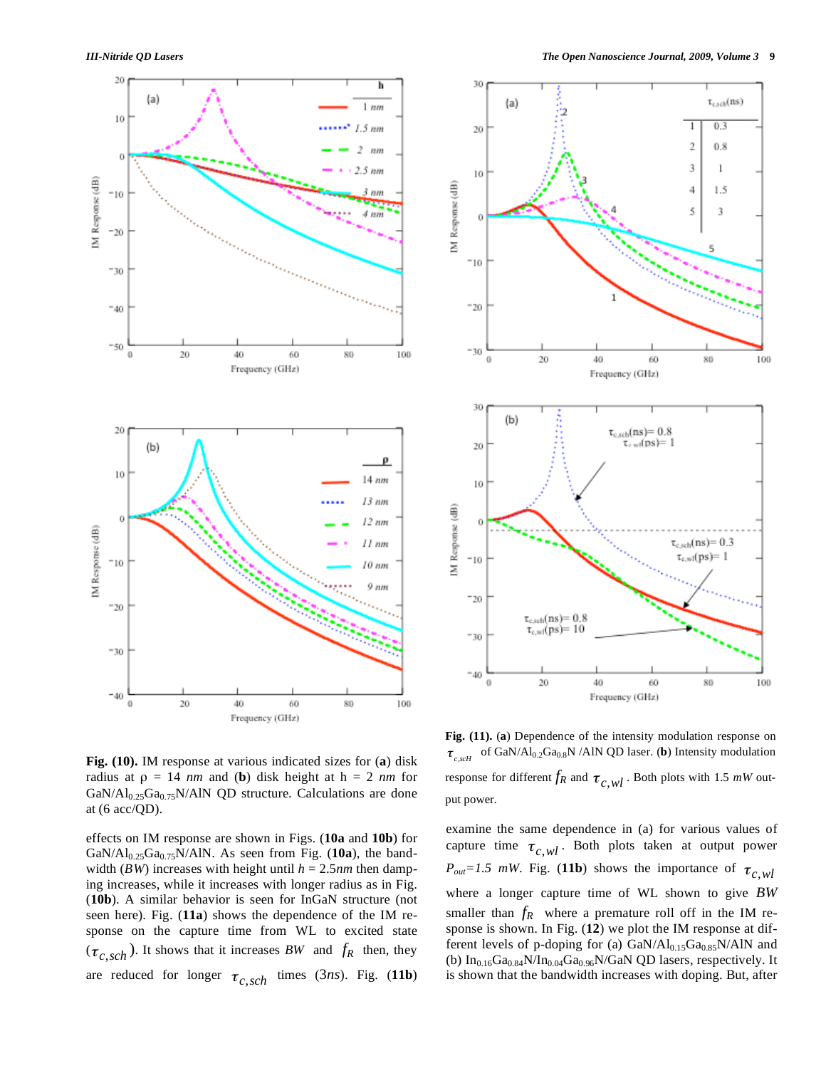**Fig. (10).** IM response at various indicated sizes for (**a**) disk radius at ρ = 14 *nm* and (**b**) disk height at h = 2 *nm* for $GaN/Al_{0.25}Ga_{0.75}N/AlN$ QD structure. Calculations are done at (6 acc/QD).

effects on IM response are shown in Figs. (**10a** and **10b**) for $GaN/Al_{0.25}Ga_{0.75}N/AlN$. As seen from Fig. (**10a**), the bandwidth (*BW*) increases with height until *h* = 2.5*nm* then damping increases, while it increases with longer radius as in Fig. (**10b**). A similar behavior is seen for InGaN structure (not seen here). Fig. (**11a**) shows the dependence of the IM response on the capture time from WL to excited state ($\tau_{c,sch}$). It shows that it increases *BW* and $f_R$ then, they are reduced for longer $\tau_{c,sch}$ times (3*ns*). Fig. (**11b**) examine the same dependence in (a) for various values of capture time $\tau_{c,wl}$. Both plots taken at output power $P_{out}$=1.5 *mW*. Fig. (**11b**) shows the importance of $\tau_{c,wl}$ where a longer capture time of WL shown to give *BW* smaller than $f_R$ where a premature roll off in the IM response is shown. In Fig. (**12**) we plot the IM response at different levels of p-doping for (a) $GaN/Al_{0.15}Ga_{0.85}N/AlN$ and (b) $In_{0.16}Ga_{0.84}N/In_{0.04}Ga_{0.96}N/GaN$ QD lasers, respectively. It is shown that the bandwidth increases with doping. But, after

**Fig. (11).** (**a**) Dependence of the intensity modulation response on $\tau_{c,scH}$ of $GaN/Al_{0.2}Ga_{0.8}N$ /AlN QD laser. (**b**) Intensity modulation response for different $f_R$ and $\tau_{c,wl}$. Both plots with 1.5 *mW* output power.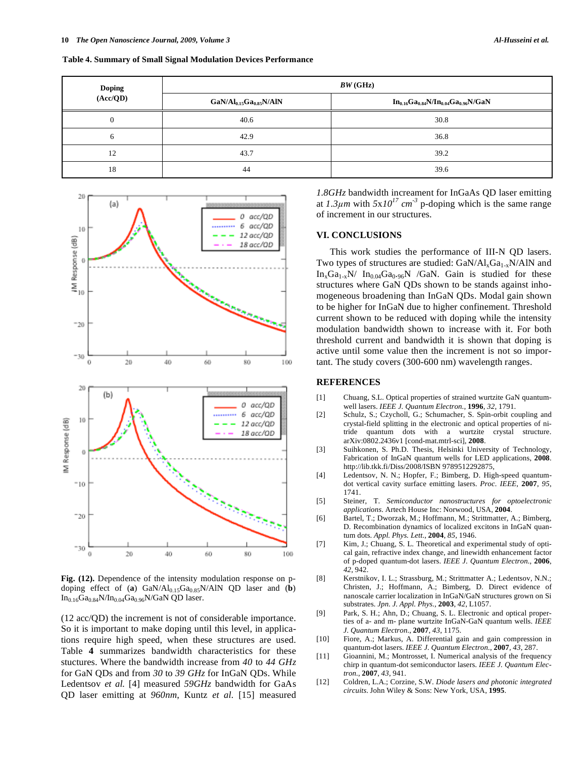**Table 4. Summary of Small Signal Modulation Devices Performance**

| Doping (Acc/QD) | *BW* (GHz) | |
|---|---|---|
| | $GaN/Al_{0.15}Ga_{0.85}N/AlN$ | $In_{0.16}Ga_{0.84}N/In_{0.04}Ga_{0.96}N/GaN$ |
| 0 | 40.6 | 30.8 |
| 6 | 42.9 | 36.8 |
| 12 | 43.7 | 39.2 |
| 18 | 44 | 39.6 |

**Fig. (12).** Dependence of the intensity modulation response on p-doping effect of (**a**) $GaN/Al_{0.15}Ga_{0.85}N/AlN$ QD laser and (**b**) $In_{0.16}Ga_{0.84}N/In_{0.04}Ga_{0.96}N/GaN$ QD laser.

(12 acc/QD) the increment is not of considerable importance. So it is important to make doping until this level, in applications require high speed, when these structures are used. Table **4** summarizes bandwidth characteristics for these stuctures. Where the bandwidth increase from *40* to *44 GHz* for GaN QDs and from *30* to *39 GHz* for InGaN QDs. While Ledentsov *et al.* [4] measured *59GHz* bandwidth for GaAs QD laser emitting at *960nm*, Kuntz *et al.* [15] measured *1.8GHz* bandwidth increament for InGaAs QD laser emitting at *1.3μm* with $5x10^{17}\ cm^{-3}$ p-doping which is the same range of increment in our structures.

## VI. CONCLUSIONS

This work studies the performance of III-N QD lasers. Two types of structures are studied: $GaN/Al_xGa_{1-x}N/AlN$ and $In_xGa_{1-x}N/\ In_{0.04}Ga_{0.96}N\ /GaN$. Gain is studied for these structures where GaN QDs shown to be stands against inhomogeneous broadening than InGaN QDs. Modal gain shown to be higher for InGaN due to higher confinement. Threshold current shown to be reduced with doping while the intensity modulation bandwidth shown to increase with it. For both threshold current and bandwidth it is shown that doping is active until some value then the increment is not so important. The study covers (300-600 nm) wavelength ranges.

## REFERENCES

[1] Chuang, S.L. Optical properties of strained wurtzite GaN quantum-well lasers. *IEEE J. Quantum Electron.*, **1996**, *32*, 1791.

[2] Schulz, S.; Czycholl, G.; Schumacher, S. Spin-orbit coupling and crystal-field splitting in the electronic and optical properties of nitride quantum dots with a wurtzite crystal structure. arXiv:0802.2436v1 [cond-mat.mtrl-sci], **2008**.

[3] Suihkonen, S. Ph.D. Thesis, Helsinki University of Technology, Fabrication of InGaN quantum wells for LED applications, **2008**. http://lib.tkk.fi/Diss/2008/ISBN 9789512292875,

[4] Ledentsov, N. N.; Hopfer, F.; Bimberg, D. High-speed quantum-dot vertical cavity surface emitting lasers. *Proc. IEEE*, **2007**, *95*, 1741.

[5] Steiner, T. *Semiconductor nanostructures for optoelectronic applications*. Artech House Inc: Norwood, USA, **2004**.

[6] Bartel, T.; Dworzak, M.; Hoffmann, M.; Strittmatter, A.; Bimberg, D. Recombination dynamics of localized excitons in InGaN quantum dots. *Appl. Phys. Lett.*, **2004**, *85*, 1946.

[7] Kim, J.; Chuang, S. L. Theoretical and experimental study of optical gain, refractive index change, and linewidth enhancement factor of p-doped quantum-dot lasers. *IEEE J. Quantum Electron.*, **2006**, *42*, 942.

[8] Kerstnikov, I. L.; Strassburg, M.; Strittmatter A.; Ledentsov, N.N.; Christen, J.; Hoffmann, A.; Bimberg, D. Direct evidence of nanoscale carrier localization in InGaN/GaN structures grown on Si substrates. *Jpn. J. Appl. Phys.*, **2003**, *42*, L1057.

[9] Park, S. H.; Ahn, D.; Chuang, S. L. Electronic and optical properties of a- and m- plane wurtzite InGaN-GaN quantum wells. *IEEE J. Quantum Electron.*, **2007**, *43*, 1175.

[10] Fiore, A.; Markus, A. Differential gain and gain compression in quantum-dot lasers. *IEEE J. Quantum Electron.*, **2007**, *43*, 287.

[11] Gioannini, M.; Montrosset, I. Numerical analysis of the frequency chirp in quantum-dot semiconductor lasers. *IEEE J. Quantum Electron.*, **2007**, *43*, 941.

[12] Coldren, L.A.; Corzine, S.W. *Diode lasers and photonic integrated circuits*. John Wiley & Sons: New York, USA, **1995**.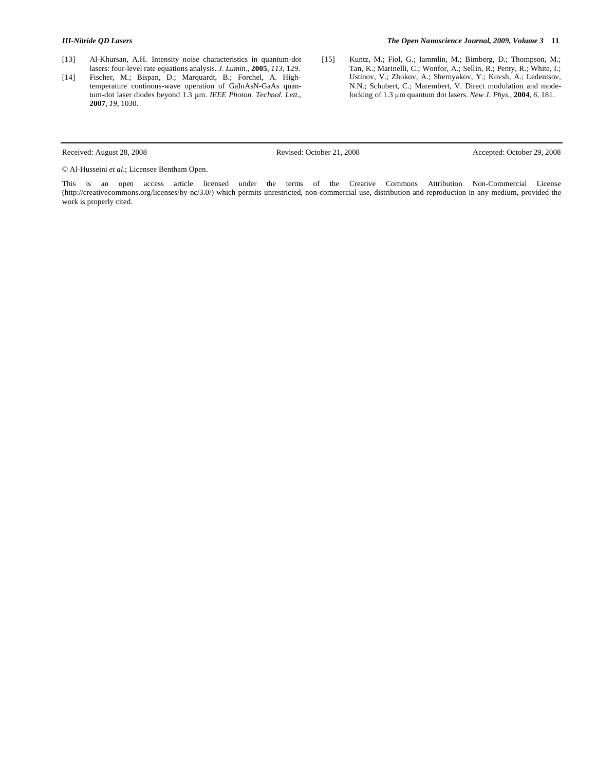[13] Al-Khursan, A.H. Intensity noise characteristics in quantum-dot lasers: four-level rate equations analysis. *J. Lumin*., **2005**, *113*, 129.

[14] Fischer, M.; Bispan, D.; Marquardt, B.; Forchel, A. High-temperature continous-wave operation of GaInAsN-GaAs quantum-dot laser diodes beyond 1.3 μm. *IEEE Photon. Technol. Lett*., **2007**, *19*, 1030.

[15] Kuntz, M.; Fiol, G.; Iammlin, M.; Bimberg, D.; Thompson, M.; Tan, K.; Marinelli, C.; Wonfor, A.; Sellin, R.; Penty, R.; White, I.; Ustinov, V.; Zhokov, A.; Shernyakov, Y.; Kovsh, A.; Ledentsov, N.N.; Schubert, C.; Marembert, V. Direct modulation and mode-locking of 1.3 μm quantum dot lasers. *New J. Phys*., **2004**, *6*, 181.

---

Received: August 28, 2008 Revised: October 21, 2008 Accepted: October 29, 2008

© Al-Husseini *et al*.; Licensee Bentham Open.

This is an open access article licensed under the terms of the Creative Commons Attribution Non-Commercial License (http://creativecommons.org/licenses/by-nc/3.0/) which permits unrestricted, non-commercial use, distribution and reproduction in any medium, provided the work is properly cited.